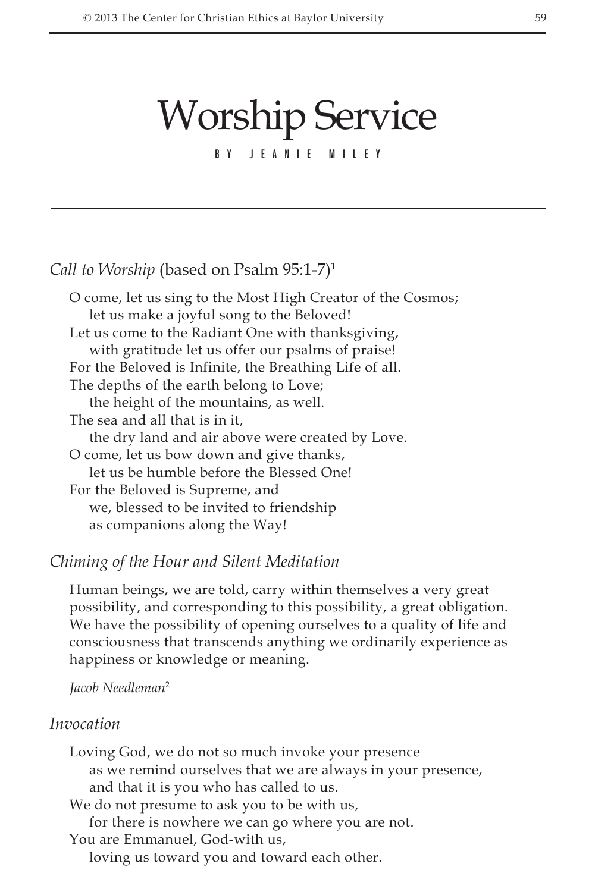# Worship Service

BY JEANIE MILEY

*Call to Worship* (based on Psalm 95:1-7)[1]

O come, let us sing to the Most High Creator of the Cosmos;
let us make a joyful song to the Beloved!
Let us come to the Radiant One with thanksgiving,
with gratitude let us offer our psalms of praise!
For the Beloved is Infinite, the Breathing Life of all.
The depths of the earth belong to Love;
the height of the mountains, as well.
The sea and all that is in it,
the dry land and air above were created by Love.
O come, let us bow down and give thanks,
let us be humble before the Blessed One!
For the Beloved is Supreme, and
we, blessed to be invited to friendship
as companions along the Way!

*Chiming of the Hour and Silent Meditation*

Human beings, we are told, carry within themselves a very great possibility, and corresponding to this possibility, a great obligation. We have the possibility of opening ourselves to a quality of life and consciousness that transcends anything we ordinarily experience as happiness or knowledge or meaning.

*Jacob Needleman*[2]

*Invocation*

Loving God, we do not so much invoke your presence
as we remind ourselves that we are always in your presence,
and that it is you who has called to us.
We do not presume to ask you to be with us,
for there is nowhere we can go where you are not.
You are Emmanuel, God-with us,
loving us toward you and toward each other.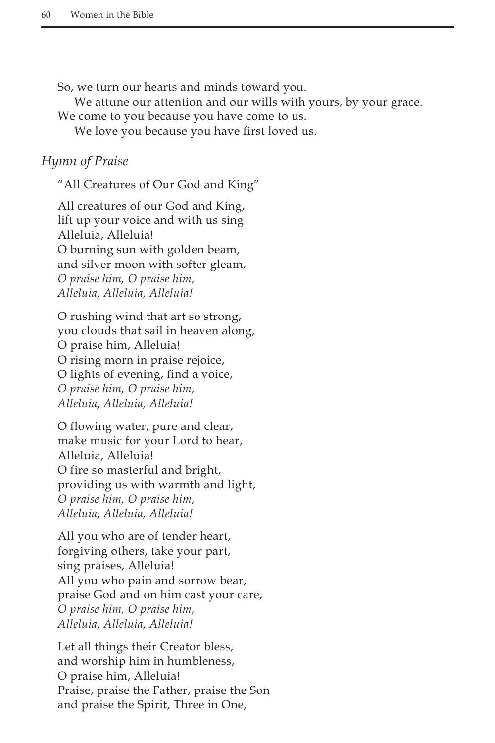So, we turn our hearts and minds toward you.
We attune our attention and our wills with yours, by your grace.
We come to you because you have come to us.
We love you because you have first loved us.

### *Hymn of Praise*

"All Creatures of Our God and King"

All creatures of our God and King,
lift up your voice and with us sing
Alleluia, Alleluia!
O burning sun with golden beam,
and silver moon with softer gleam,
*O praise him, O praise him,*
*Alleluia, Alleluia, Alleluia!*

O rushing wind that art so strong,
you clouds that sail in heaven along,
O praise him, Alleluia!
O rising morn in praise rejoice,
O lights of evening, find a voice,
*O praise him, O praise him,*
*Alleluia, Alleluia, Alleluia!*

O flowing water, pure and clear,
make music for your Lord to hear,
Alleluia, Alleluia!
O fire so masterful and bright,
providing us with warmth and light,
*O praise him, O praise him,*
*Alleluia, Alleluia, Alleluia!*

All you who are of tender heart,
forgiving others, take your part,
sing praises, Alleluia!
All you who pain and sorrow bear,
praise God and on him cast your care,
*O praise him, O praise him,*
*Alleluia, Alleluia, Alleluia!*

Let all things their Creator bless,
and worship him in humbleness,
O praise him, Alleluia!
Praise, praise the Father, praise the Son
and praise the Spirit, Three in One,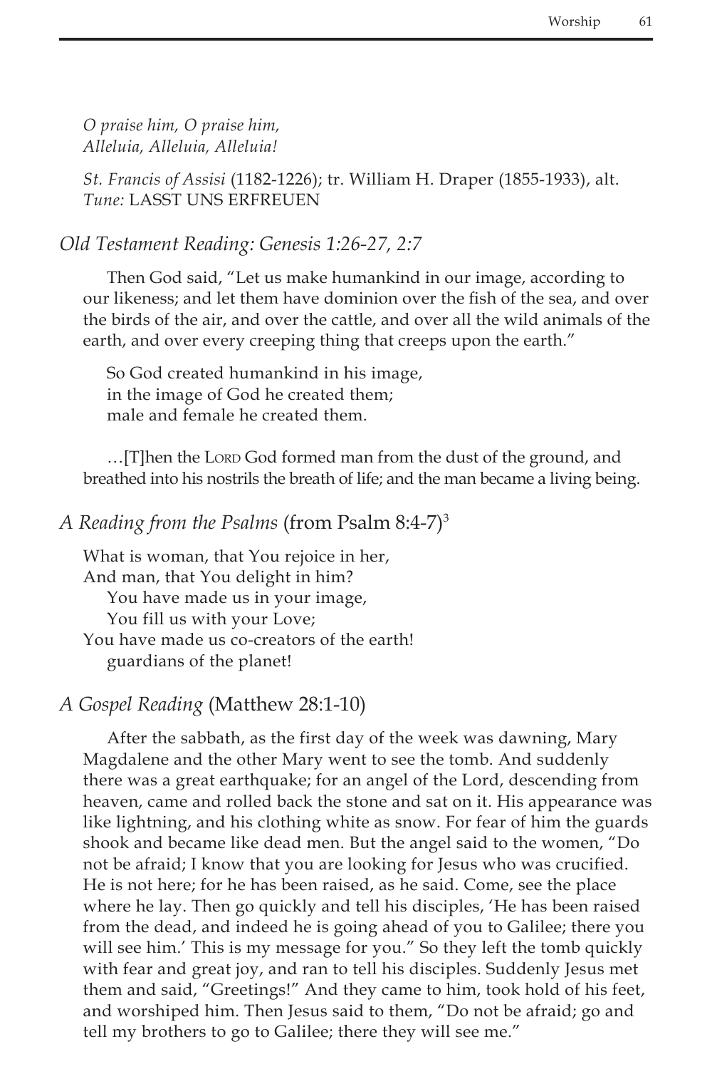*O praise him, O praise him,*
*Alleluia, Alleluia, Alleluia!*

*St. Francis of Assisi* (1182-1226); tr. William H. Draper (1855-1933), alt.
*Tune:* LASST UNS ERFREUEN

### *Old Testament Reading: Genesis 1:26-27, 2:7*

Then God said, "Let us make humankind in our image, according to our likeness; and let them have dominion over the fish of the sea, and over the birds of the air, and over the cattle, and over all the wild animals of the earth, and over every creeping thing that creeps upon the earth."

So God created humankind in his image,
in the image of God he created them;
male and female he created them.

…[T]hen the LORD God formed man from the dust of the ground, and breathed into his nostrils the breath of life; and the man became a living being.

### *A Reading from the Psalms* (from Psalm 8:4-7)[3]

What is woman, that You rejoice in her,
And man, that You delight in him?
You have made us in your image,
You fill us with your Love;
You have made us co-creators of the earth!
guardians of the planet!

### *A Gospel Reading* (Matthew 28:1-10)

After the sabbath, as the first day of the week was dawning, Mary Magdalene and the other Mary went to see the tomb. And suddenly there was a great earthquake; for an angel of the Lord, descending from heaven, came and rolled back the stone and sat on it. His appearance was like lightning, and his clothing white as snow. For fear of him the guards shook and became like dead men. But the angel said to the women, "Do not be afraid; I know that you are looking for Jesus who was crucified. He is not here; for he has been raised, as he said. Come, see the place where he lay. Then go quickly and tell his disciples, 'He has been raised from the dead, and indeed he is going ahead of you to Galilee; there you will see him.' This is my message for you." So they left the tomb quickly with fear and great joy, and ran to tell his disciples. Suddenly Jesus met them and said, "Greetings!" And they came to him, took hold of his feet, and worshiped him. Then Jesus said to them, "Do not be afraid; go and tell my brothers to go to Galilee; there they will see me."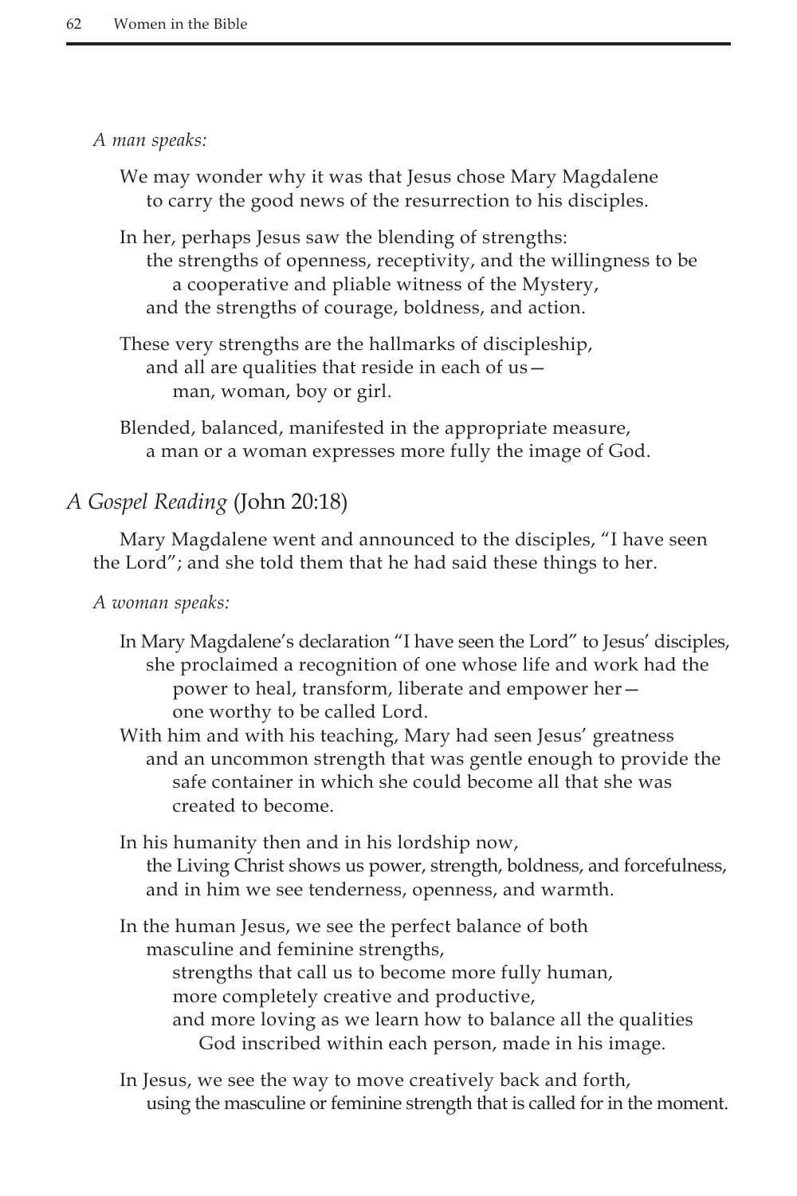*A man speaks:*

We may wonder why it was that Jesus chose Mary Magdalene
to carry the good news of the resurrection to his disciples.

In her, perhaps Jesus saw the blending of strengths:
the strengths of openness, receptivity, and the willingness to be
a cooperative and pliable witness of the Mystery,
and the strengths of courage, boldness, and action.

These very strengths are the hallmarks of discipleship,
and all are qualities that reside in each of us—
man, woman, boy or girl.

Blended, balanced, manifested in the appropriate measure,
a man or a woman expresses more fully the image of God.

## *A Gospel Reading* (John 20:18)

Mary Magdalene went and announced to the disciples, "I have seen the Lord"; and she told them that he had said these things to her.

*A woman speaks:*

In Mary Magdalene's declaration "I have seen the Lord" to Jesus' disciples,
she proclaimed a recognition of one whose life and work had the
power to heal, transform, liberate and empower her—
one worthy to be called Lord.
With him and with his teaching, Mary had seen Jesus' greatness
and an uncommon strength that was gentle enough to provide the
safe container in which she could become all that she was
created to become.

In his humanity then and in his lordship now,
the Living Christ shows us power, strength, boldness, and forcefulness,
and in him we see tenderness, openness, and warmth.

In the human Jesus, we see the perfect balance of both
masculine and feminine strengths,
strengths that call us to become more fully human,
more completely creative and productive,
and more loving as we learn how to balance all the qualities
God inscribed within each person, made in his image.

In Jesus, we see the way to move creatively back and forth,
using the masculine or feminine strength that is called for in the moment.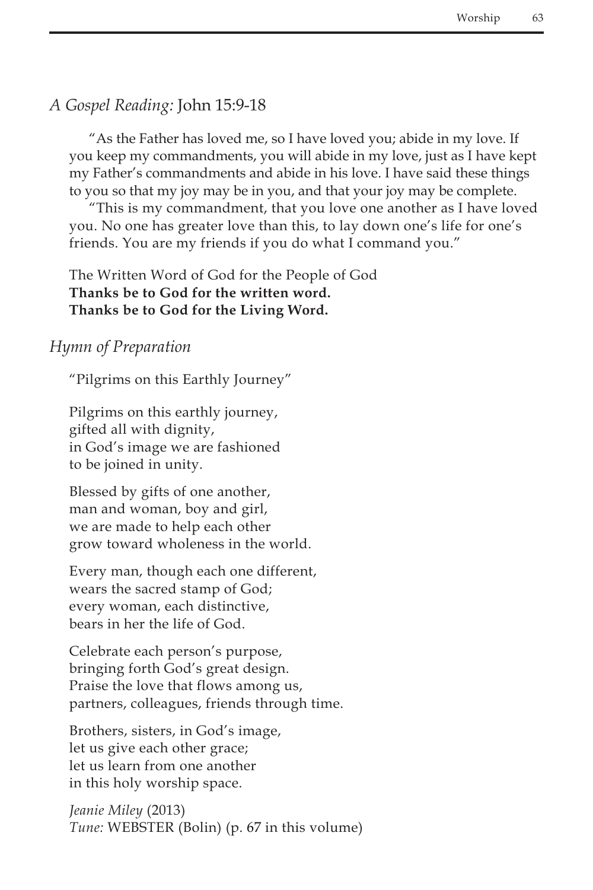*A Gospel Reading:* John 15:9-18

"As the Father has loved me, so I have loved you; abide in my love. If you keep my commandments, you will abide in my love, just as I have kept my Father's commandments and abide in his love. I have said these things to you so that my joy may be in you, and that your joy may be complete.

"This is my commandment, that you love one another as I have loved you. No one has greater love than this, to lay down one's life for one's friends. You are my friends if you do what I command you."

The Written Word of God for the People of God
**Thanks be to God for the written word.**
**Thanks be to God for the Living Word.**

*Hymn of Preparation*

"Pilgrims on this Earthly Journey"

Pilgrims on this earthly journey,
gifted all with dignity,
in God's image we are fashioned
to be joined in unity.

Blessed by gifts of one another,
man and woman, boy and girl,
we are made to help each other
grow toward wholeness in the world.

Every man, though each one different,
wears the sacred stamp of God;
every woman, each distinctive,
bears in her the life of God.

Celebrate each person's purpose,
bringing forth God's great design.
Praise the love that flows among us,
partners, colleagues, friends through time.

Brothers, sisters, in God's image,
let us give each other grace;
let us learn from one another
in this holy worship space.

*Jeanie Miley* (2013)
*Tune:* WEBSTER (Bolin) (p. 67 in this volume)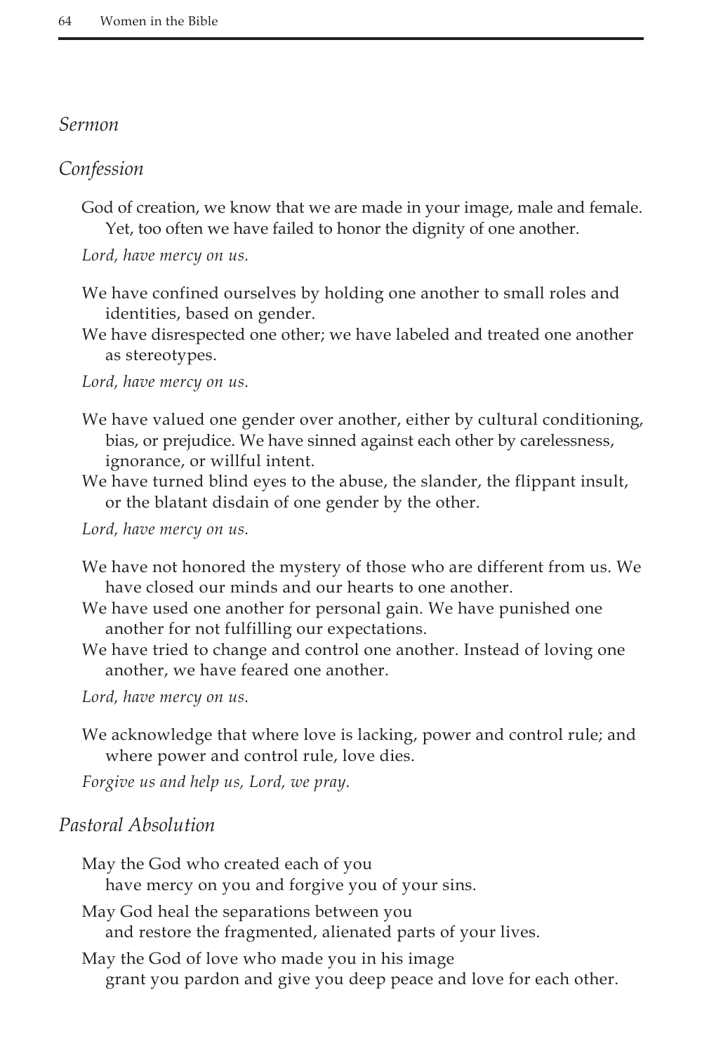*Sermon*

*Confession*

God of creation, we know that we are made in your image, male and female. Yet, too often we have failed to honor the dignity of one another.

*Lord, have mercy on us.*

We have confined ourselves by holding one another to small roles and identities, based on gender.

We have disrespected one other; we have labeled and treated one another as stereotypes.

*Lord, have mercy on us.*

We have valued one gender over another, either by cultural conditioning, bias, or prejudice. We have sinned against each other by carelessness, ignorance, or willful intent.

We have turned blind eyes to the abuse, the slander, the flippant insult, or the blatant disdain of one gender by the other.

*Lord, have mercy on us.*

We have not honored the mystery of those who are different from us. We have closed our minds and our hearts to one another.

We have used one another for personal gain. We have punished one another for not fulfilling our expectations.

We have tried to change and control one another. Instead of loving one another, we have feared one another.

*Lord, have mercy on us.*

We acknowledge that where love is lacking, power and control rule; and where power and control rule, love dies.

*Forgive us and help us, Lord, we pray.*

*Pastoral Absolution*

May the God who created each of you
have mercy on you and forgive you of your sins.

May God heal the separations between you
and restore the fragmented, alienated parts of your lives.

May the God of love who made you in his image
grant you pardon and give you deep peace and love for each other.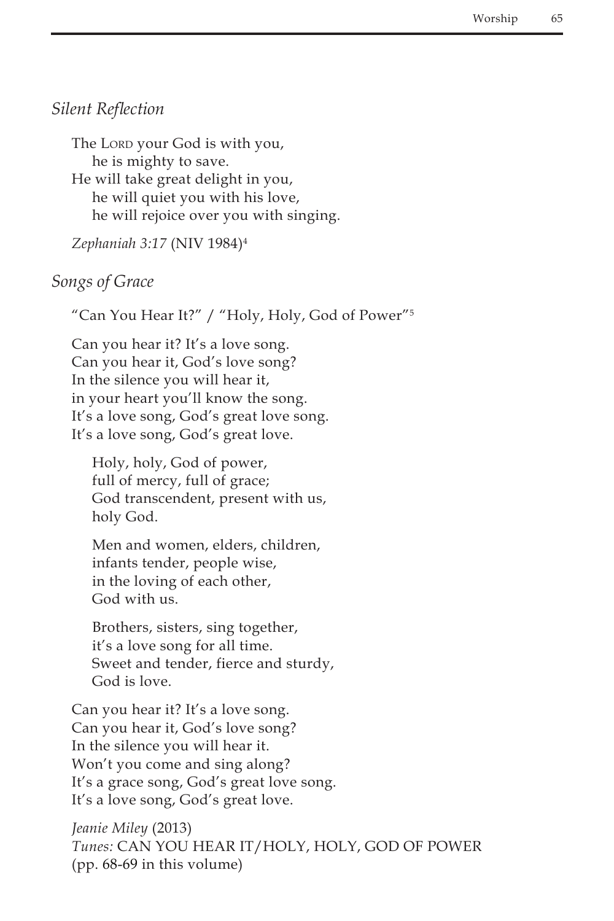## *Silent Reflection*

The Lord your God is with you,
he is mighty to save.
He will take great delight in you,
he will quiet you with his love,
he will rejoice over you with singing.

*Zephaniah 3:17* (NIV 1984)[4]

## *Songs of Grace*

"Can You Hear It?" / "Holy, Holy, God of Power"[5]

Can you hear it? It's a love song.
Can you hear it, God's love song?
In the silence you will hear it,
in your heart you'll know the song.
It's a love song, God's great love song.
It's a love song, God's great love.

> Holy, holy, God of power,
> full of mercy, full of grace;
> God transcendent, present with us,
> holy God.
>
> Men and women, elders, children,
> infants tender, people wise,
> in the loving of each other,
> God with us.
>
> Brothers, sisters, sing together,
> it's a love song for all time.
> Sweet and tender, fierce and sturdy,
> God is love.

Can you hear it? It's a love song.
Can you hear it, God's love song?
In the silence you will hear it.
Won't you come and sing along?
It's a grace song, God's great love song.
It's a love song, God's great love.

*Jeanie Miley* (2013)
*Tunes:* CAN YOU HEAR IT/HOLY, HOLY, GOD OF POWER
(pp. 68-69 in this volume)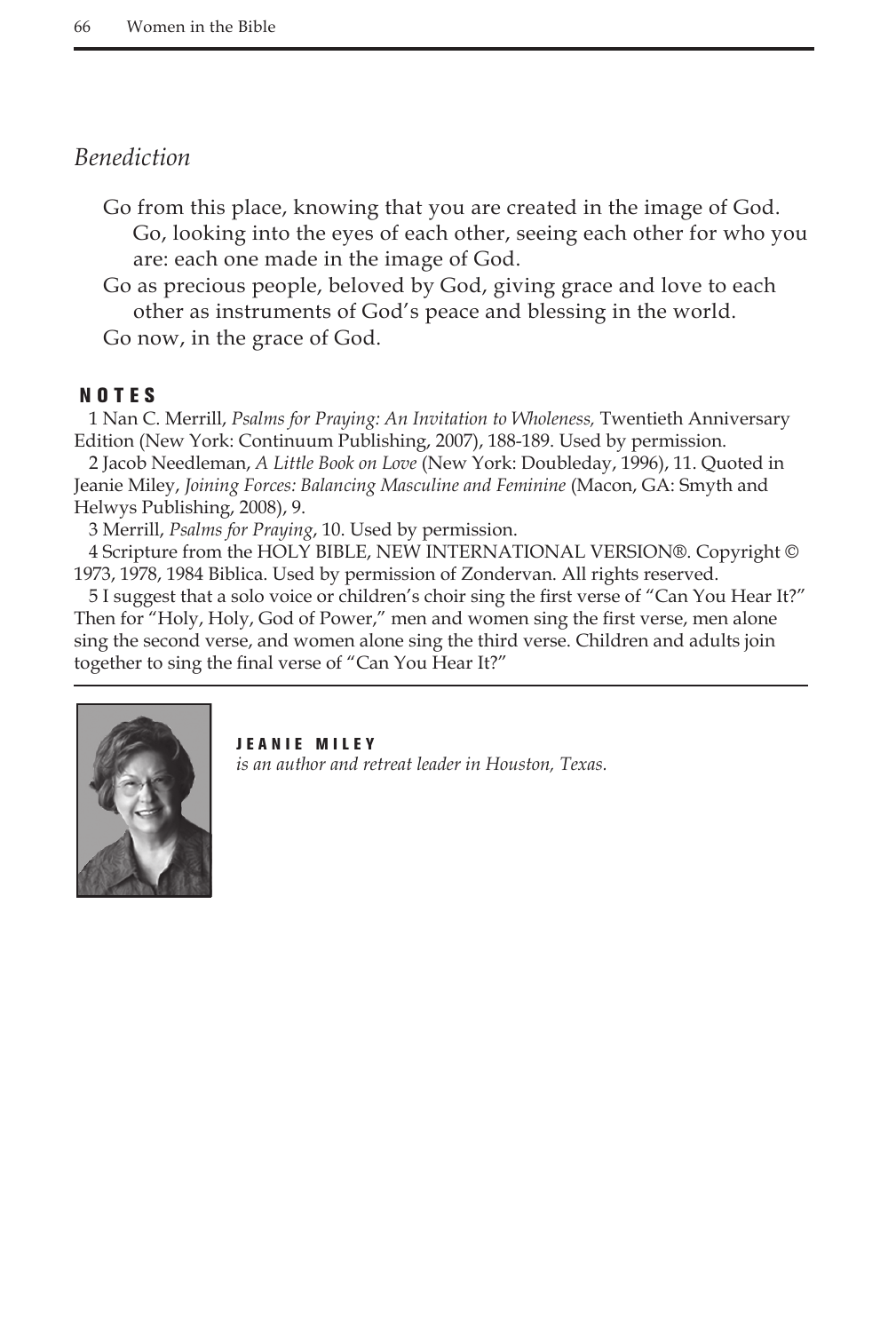*Benediction*

Go from this place, knowing that you are created in the image of God. Go, looking into the eyes of each other, seeing each other for who you are: each one made in the image of God.

Go as precious people, beloved by God, giving grace and love to each other as instruments of God's peace and blessing in the world.

Go now, in the grace of God.

**NOTES**

1 Nan C. Merrill, *Psalms for Praying: An Invitation to Wholeness,* Twentieth Anniversary Edition (New York: Continuum Publishing, 2007), 188-189. Used by permission.

2 Jacob Needleman, *A Little Book on Love* (New York: Doubleday, 1996), 11. Quoted in Jeanie Miley, *Joining Forces: Balancing Masculine and Feminine* (Macon, GA: Smyth and Helwys Publishing, 2008), 9.

3 Merrill, *Psalms for Praying*, 10. Used by permission.

4 Scripture from the HOLY BIBLE, NEW INTERNATIONAL VERSION®. Copyright © 1973, 1978, 1984 Biblica. Used by permission of Zondervan. All rights reserved.

5 I suggest that a solo voice or children's choir sing the first verse of "Can You Hear It?" Then for "Holy, Holy, God of Power," men and women sing the first verse, men alone sing the second verse, and women alone sing the third verse. Children and adults join together to sing the final verse of "Can You Hear It?"

**JEANIE MILEY**
*is an author and retreat leader in Houston, Texas.*